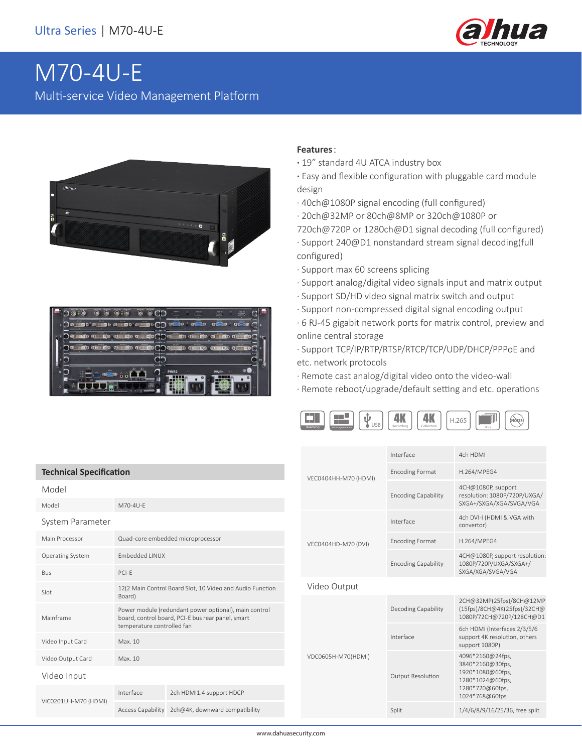# M70-4U-E

Multi-service Video Management Platform

**Features**:

- 19" standard 4U ATCA industry box
- Easy and flexible configuration with pluggable card module design
- 40ch@1080P signal encoding (full configured)
- 20ch@32MP or 80ch@8MP or 320ch@1080P or 720ch@720P or 1280ch@D1 signal decoding (full configured)
- Support 240@D1 nonstandard stream signal decoding(full configured)
- Support max 60 screens splicing
- Support analog/digital video signals input and matrix output
- Support SD/HD video signal matrix switch and output
- Support non-compressed digital signal encoding output
- 6 RJ-45 gigabit network ports for matrix control, preview and online central storage
- Support TCP/IP/RTP/RTSP/RTCP/TCP/UDP/DHCP/PPPoE and etc. network protocols
- Remote cast analog/digital video onto the video-wall
- Remote reboot/upgrade/default setting and etc. operations

## Technical Specification

| | | |
|---|---|---|
| **Model** | | |
| Model | M70-4U-E | |
| **System Parameter** | | |
| Main Processor | Quad-core embedded microprocessor | |
| Operating System | Embedded LINUX | |
| Bus | PCI-E | |
| Slot | 12(2 Main Control Board Slot, 10 Video and Audio Function Board) | |
| Mainframe | Power module (redundant power optional), main control board, control board, PCI-E bus rear panel, smart temperature controlled fan | |
| Video Input Card | Max. 10 | |
| Video Output Card | Max. 10 | |
| **Video Input** | | |
| VIC0201UH-M70 (HDMI) | Interface | 2ch HDMI1.4 support HDCP |
| | Access Capability | 2ch@4K, downward compatibility |
| VEC0404HH-M70 (HDMI) | Interface | 4ch HDMI |
| | Encoding Format | H.264/MPEG4 |
| | Encoding Capability | 4CH@1080P, support resolution: 1080P/720P/UXGA/SXGA+/SXGA/XGA/SVGA/VGA |
| VEC0404HD-M70 (DVI) | Interface | 4ch DVI-I (HDMI & VGA with convertor) |
| | Encoding Format | H.264/MPEG4 |
| | Encoding Capability | 4CH@1080P, support resolution: 1080P/720P/UXGA/SXGA+/SXGA/XGA/SVGA/VGA |
| **Video Output** | | |
| VDC0605H-M70(HDMI) | Decoding Capability | 2CH@32MP(25fps)/8CH@12MP(15fps)/8CH@4K(25fps)/32CH@1080P/72CH@720P/128CH@D1 |
| | Interface | 6ch HDMI (Interfaces 2/3/5/6 support 4K resolution, others support 1080P) |
| | Output Resolution | 4096*2160@24fps, 3840*2160@30fps, 1920*1080@60fps, 1280*1024@60fps, 1280*720@60fps, 1024*768@60fps |
| | Split | 1/4/6/8/9/16/25/36, free split |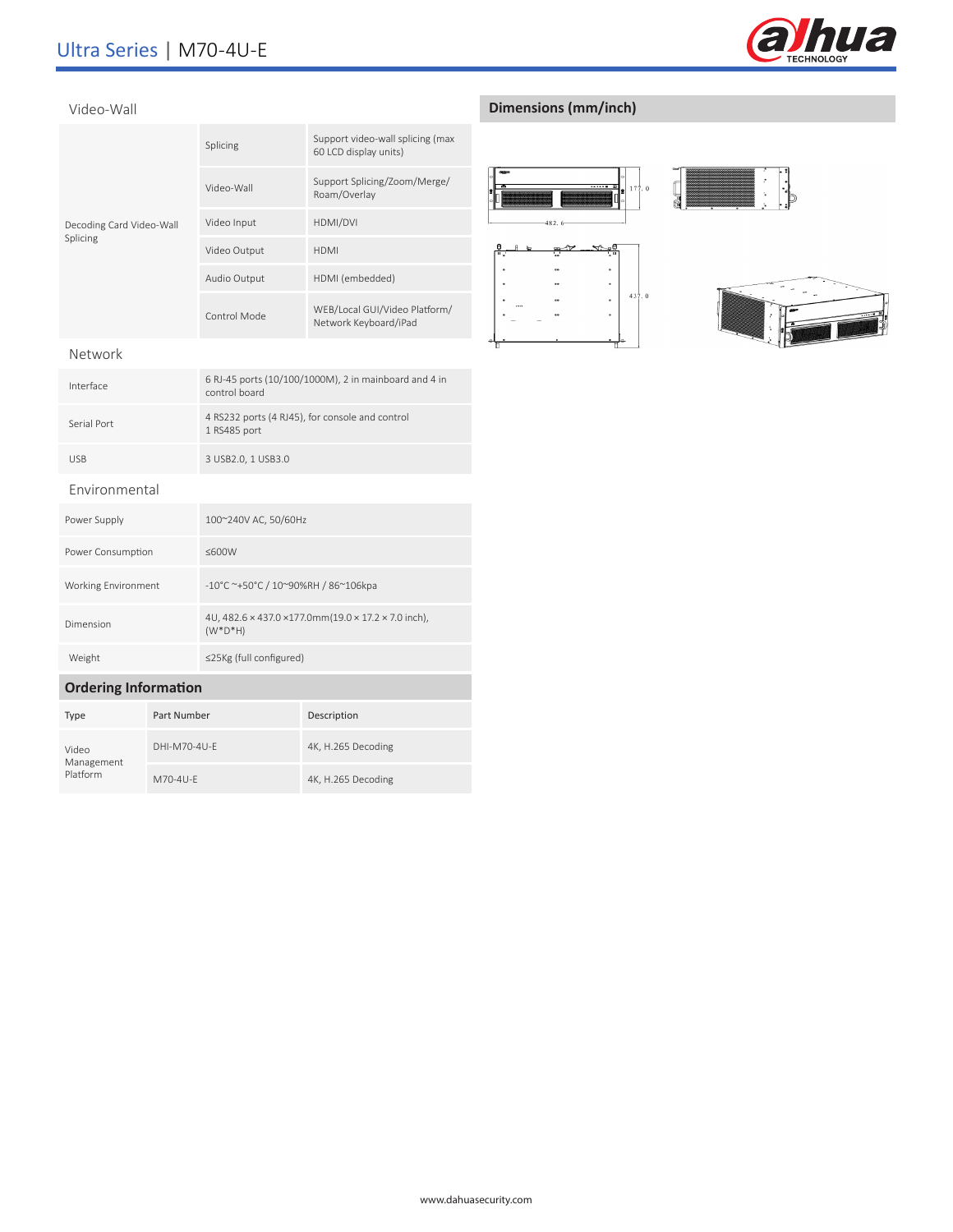## Video-Wall

| | | |
|---|---|---|
| Decoding Card Video-Wall Splicing | Splicing | Support video-wall splicing (max 60 LCD display units) |
| | Video-Wall | Support Splicing/Zoom/Merge/Roam/Overlay |
| | Video Input | HDMI/DVI |
| | Video Output | HDMI |
| | Audio Output | HDMI (embedded) |
| | Control Mode | WEB/Local GUI/Video Platform/Network Keyboard/iPad |

## Network

| | |
|---|---|
| Interface | 6 RJ-45 ports (10/100/1000M), 2 in mainboard and 4 in control board |
| Serial Port | 4 RS232 ports (4 RJ45), for console and control<br>1 RS485 port |
| USB | 3 USB2.0, 1 USB3.0 |

## Environmental

| | |
|---|---|
| Power Supply | 100~240V AC, 50/60Hz |
| Power Consumption | ≤600W |
| Working Environment | -10°C ~+50°C / 10~90%RH / 86~106kpa |
| Dimension | 4U, 482.6 × 437.0 ×177.0mm(19.0 × 17.2 × 7.0 inch), (W*D*H) |
| Weight | ≤25Kg (full configured) |

## Ordering Information

| Type | Part Number | Description |
|---|---|---|
| Video Management Platform | DHI-M70-4U-E | 4K, H.265 Decoding |
| | M70-4U-E | 4K, H.265 Decoding |

## Dimensions (mm/inch)

177.0

482.6

437.0